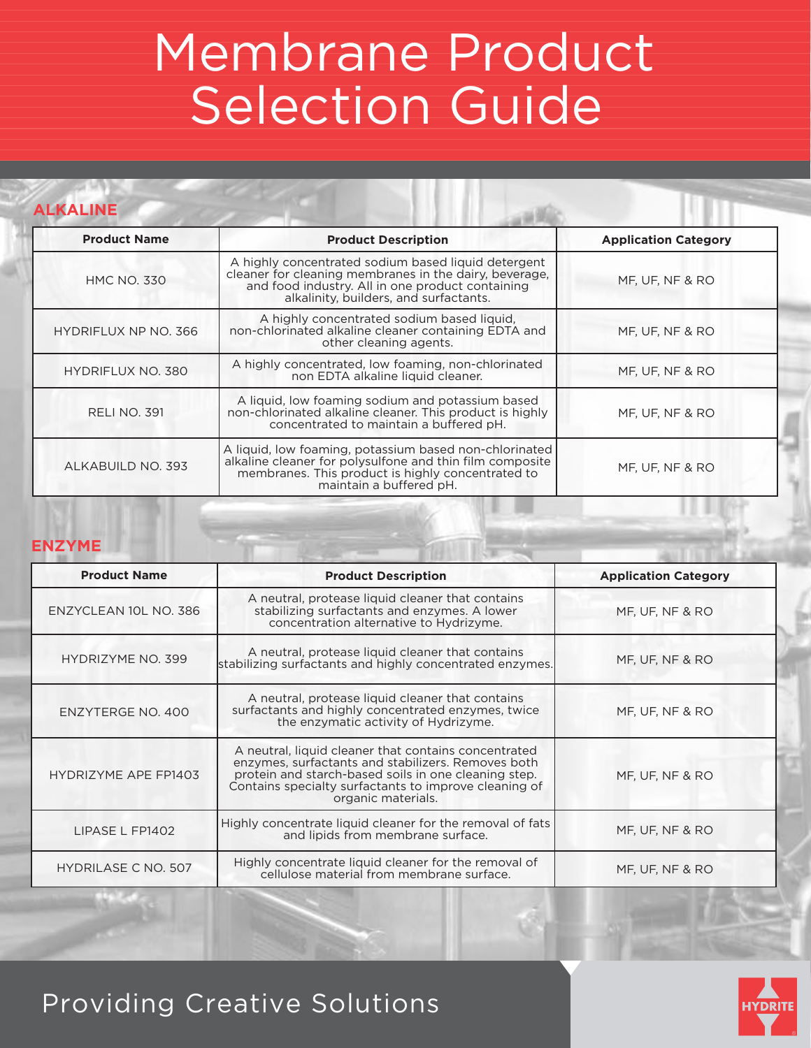# Membrane Product Selection Guide

## ALKALINE

| Product Name | Product Description | Application Category |
|---|---|---|
| HMC NO. 330 | A highly concentrated sodium based liquid detergent cleaner for cleaning membranes in the dairy, beverage, and food industry. All in one product containing alkalinity, builders, and surfactants. | MF, UF, NF & RO |
| HYDRIFLUX NP NO. 366 | A highly concentrated sodium based liquid, non-chlorinated alkaline cleaner containing EDTA and other cleaning agents. | MF, UF, NF & RO |
| HYDRIFLUX NO. 380 | A highly concentrated, low foaming, non-chlorinated non EDTA alkaline liquid cleaner. | MF, UF, NF & RO |
| RELI NO. 391 | A liquid, low foaming sodium and potassium based non-chlorinated alkaline cleaner. This product is highly concentrated to maintain a buffered pH. | MF, UF, NF & RO |
| ALKABUILD NO. 393 | A liquid, low foaming, potassium based non-chlorinated alkaline cleaner for polysulfone and thin film composite membranes. This product is highly concentrated to maintain a buffered pH. | MF, UF, NF & RO |

## ENZYME

| Product Name | Product Description | Application Category |
|---|---|---|
| ENZYCLEAN 10L NO. 386 | A neutral, protease liquid cleaner that contains stabilizing surfactants and enzymes. A lower concentration alternative to Hydrizyme. | MF, UF, NF & RO |
| HYDRIZYME NO. 399 | A neutral, protease liquid cleaner that contains stabilizing surfactants and highly concentrated enzymes. | MF, UF, NF & RO |
| ENZYTERGE NO. 400 | A neutral, protease liquid cleaner that contains surfactants and highly concentrated enzymes, twice the enzymatic activity of Hydrizyme. | MF, UF, NF & RO |
| HYDRIZYME APE FP1403 | A neutral, liquid cleaner that contains concentrated enzymes, surfactants and stabilizers. Removes both protein and starch-based soils in one cleaning step. Contains specialty surfactants to improve cleaning of organic materials. | MF, UF, NF & RO |
| LIPASE L FP1402 | Highly concentrate liquid cleaner for the removal of fats and lipids from membrane surface. | MF, UF, NF & RO |
| HYDRILASE C NO. 507 | Highly concentrate liquid cleaner for the removal of cellulose material from membrane surface. | MF, UF, NF & RO |

Providing Creative Solutions

HYDRITE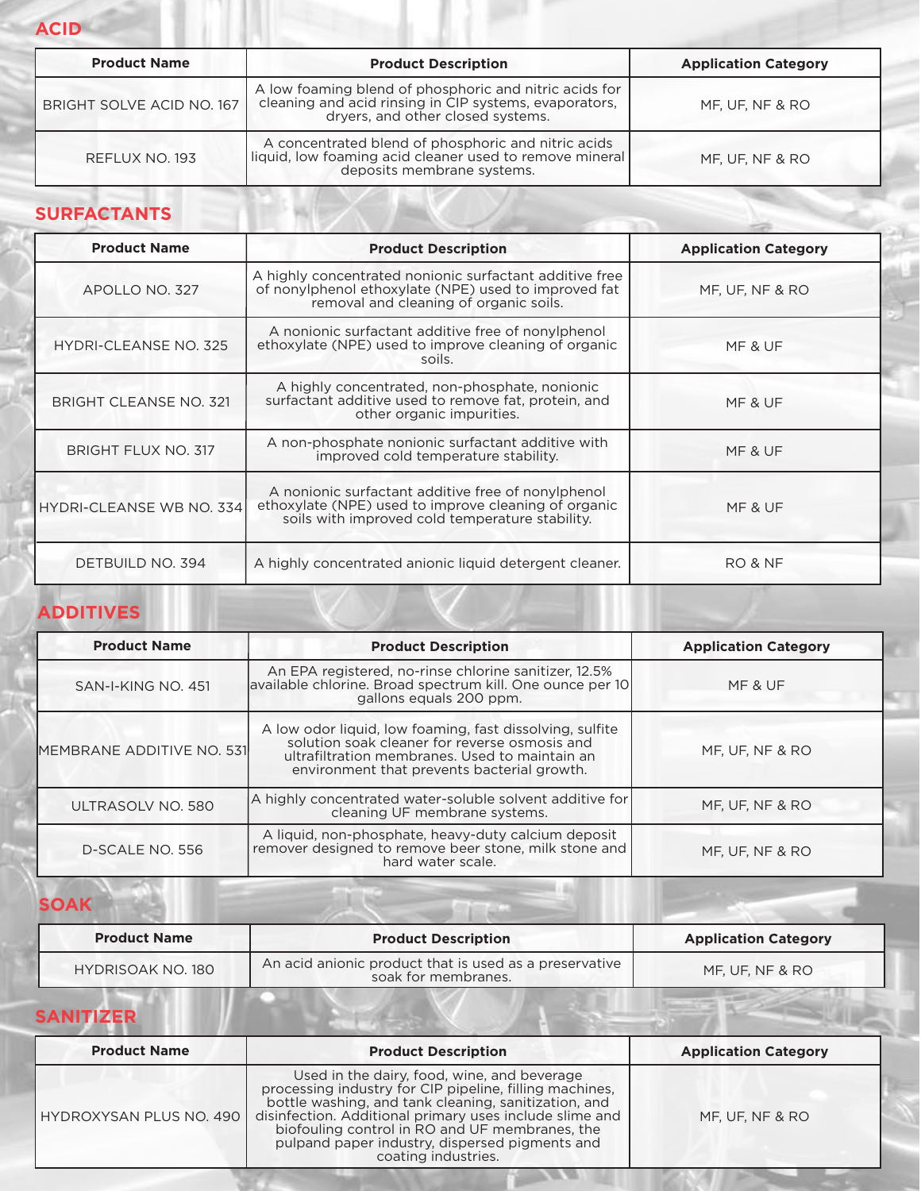## ACID

| Product Name | Product Description | Application Category |
|---|---|---|
| BRIGHT SOLVE ACID NO. 167 | A low foaming blend of phosphoric and nitric acids for cleaning and acid rinsing in CIP systems, evaporators, dryers, and other closed systems. | MF, UF, NF & RO |
| REFLUX NO. 193 | A concentrated blend of phosphoric and nitric acids liquid, low foaming acid cleaner used to remove mineral deposits membrane systems. | MF, UF, NF & RO |

## SURFACTANTS

| Product Name | Product Description | Application Category |
|---|---|---|
| APOLLO NO. 327 | A highly concentrated nonionic surfactant additive free of nonylphenol ethoxylate (NPE) used to improved fat removal and cleaning of organic soils. | MF, UF, NF & RO |
| HYDRI-CLEANSE NO. 325 | A nonionic surfactant additive free of nonylphenol ethoxylate (NPE) used to improve cleaning of organic soils. | MF & UF |
| BRIGHT CLEANSE NO. 321 | A highly concentrated, non-phosphate, nonionic surfactant additive used to remove fat, protein, and other organic impurities. | MF & UF |
| BRIGHT FLUX NO. 317 | A non-phosphate nonionic surfactant additive with improved cold temperature stability. | MF & UF |
| HYDRI-CLEANSE WB NO. 334 | A nonionic surfactant additive free of nonylphenol ethoxylate (NPE) used to improve cleaning of organic soils with improved cold temperature stability. | MF & UF |
| DETBUILD NO. 394 | A highly concentrated anionic liquid detergent cleaner. | RO & NF |

## ADDITIVES

| Product Name | Product Description | Application Category |
|---|---|---|
| SAN-I-KING NO. 451 | An EPA registered, no-rinse chlorine sanitizer, 12.5% available chlorine. Broad spectrum kill. One ounce per 10 gallons equals 200 ppm. | MF & UF |
| MEMBRANE ADDITIVE NO. 531 | A low odor liquid, low foaming, fast dissolving, sulfite solution soak cleaner for reverse osmosis and ultrafiltration membranes. Used to maintain an environment that prevents bacterial growth. | MF, UF, NF & RO |
| ULTRASOLV NO. 580 | A highly concentrated water-soluble solvent additive for cleaning UF membrane systems. | MF, UF, NF & RO |
| D-SCALE NO. 556 | A liquid, non-phosphate, heavy-duty calcium deposit remover designed to remove beer stone, milk stone and hard water scale. | MF, UF, NF & RO |

## SOAK

| Product Name | Product Description | Application Category |
|---|---|---|
| HYDRISOAK NO. 180 | An acid anionic product that is used as a preservative soak for membranes. | MF, UF, NF & RO |

## SANITIZER

| Product Name | Product Description | Application Category |
|---|---|---|
| HYDROXYSAN PLUS NO. 490 | Used in the dairy, food, wine, and beverage processing industry for CIP pipeline, filling machines, bottle washing, and tank cleaning, sanitization, and disinfection. Additional primary uses include slime and biofouling control in RO and UF membranes, the pulpand paper industry, dispersed pigments and coating industries. | MF, UF, NF & RO |